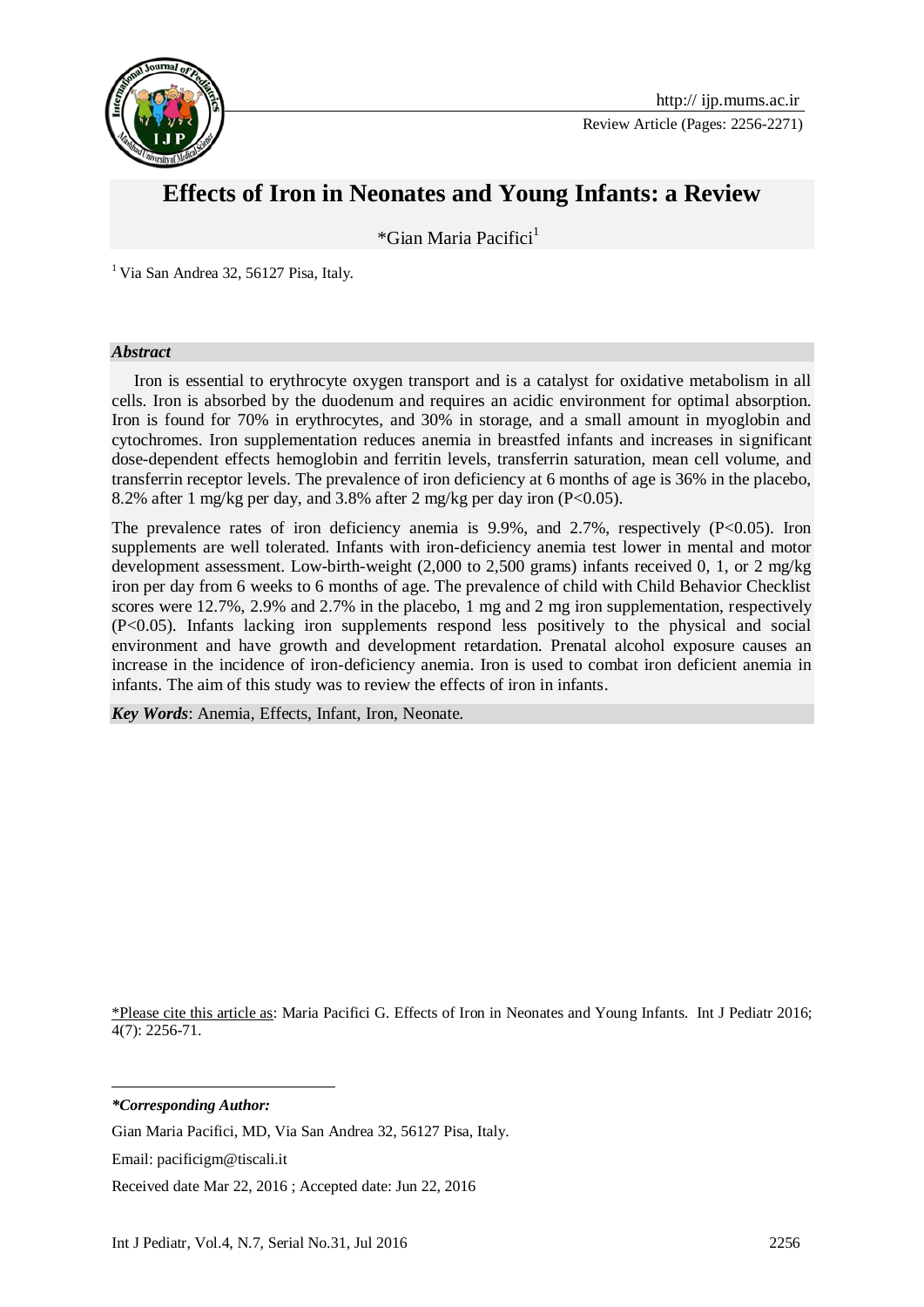Review Article (Pages: 2256-2271)

# Effects of Iron in Neonates and Young Infants: a Review

*Gian Maria Pacifici[1]

[1] Via San Andrea 32, 56127 Pisa, Italy.

### *Abstract*

Iron is essential to erythrocyte oxygen transport and is a catalyst for oxidative metabolism in all cells. Iron is absorbed by the duodenum and requires an acidic environment for optimal absorption. Iron is found for 70% in erythrocytes, and 30% in storage, and a small amount in myoglobin and cytochromes. Iron supplementation reduces anemia in breastfed infants and increases in significant dose-dependent effects hemoglobin and ferritin levels, transferrin saturation, mean cell volume, and transferrin receptor levels. The prevalence of iron deficiency at 6 months of age is 36% in the placebo, 8.2% after 1 mg/kg per day, and 3.8% after 2 mg/kg per day iron ($P<0.05$).

The prevalence rates of iron deficiency anemia is 9.9%, and 2.7%, respectively ($P<0.05$). Iron supplements are well tolerated. Infants with iron-deficiency anemia test lower in mental and motor development assessment. Low-birth-weight (2,000 to 2,500 grams) infants received 0, 1, or 2 mg/kg iron per day from 6 weeks to 6 months of age. The prevalence of child with Child Behavior Checklist scores were 12.7%, 2.9% and 2.7% in the placebo, 1 mg and 2 mg iron supplementation, respectively ($P<0.05$). Infants lacking iron supplements respond less positively to the physical and social environment and have growth and development retardation. Prenatal alcohol exposure causes an increase in the incidence of iron-deficiency anemia. Iron is used to combat iron deficient anemia in infants. The aim of this study was to review the effects of iron in infants.

***Key Words***: Anemia, Effects, Infant, Iron, Neonate.

*Please cite this article as: Maria Pacifici G. Effects of Iron in Neonates and Young Infants. Int J Pediatr 2016; 4(7): 2256-71.

***\*Corresponding Author:***

Gian Maria Pacifici, MD, Via San Andrea 32, 56127 Pisa, Italy.

Email: pacificigm@tiscali.it

Received date Mar 22, 2016 ; Accepted date: Jun 22, 2016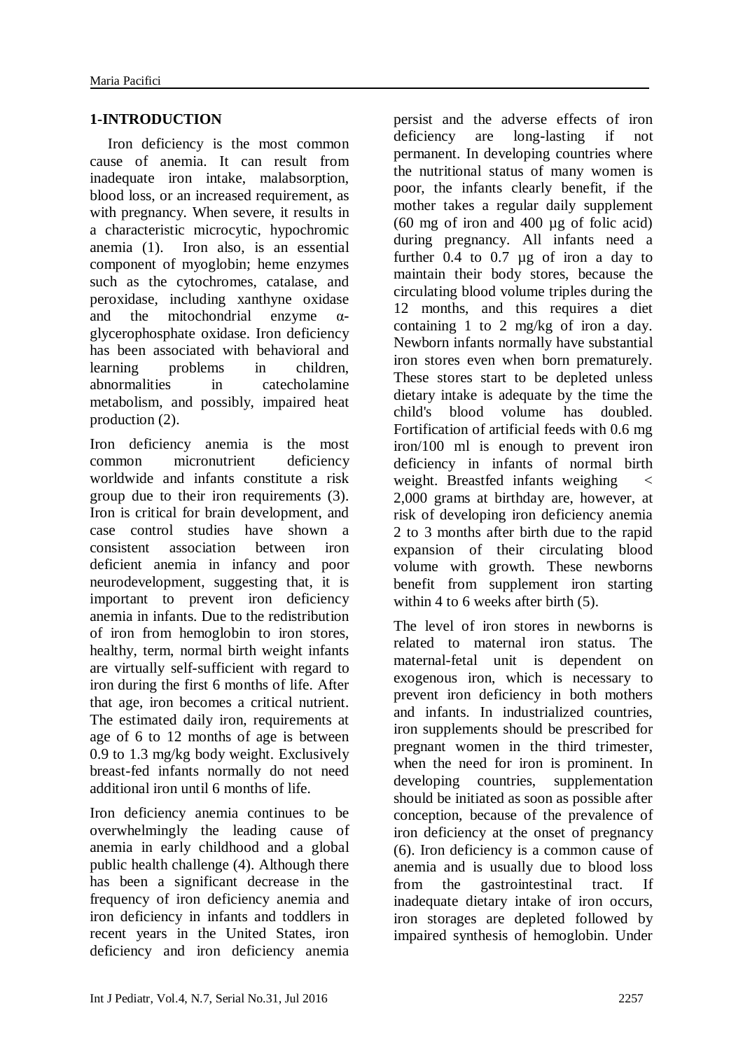## 1-INTRODUCTION

Iron deficiency is the most common cause of anemia. It can result from inadequate iron intake, malabsorption, blood loss, or an increased requirement, as with pregnancy. When severe, it results in a characteristic microcytic, hypochromic anemia (1). Iron also, is an essential component of myoglobin; heme enzymes such as the cytochromes, catalase, and peroxidase, including xanthyne oxidase and the mitochondrial enzyme α-glycerophosphate oxidase. Iron deficiency has been associated with behavioral and learning problems in children, abnormalities in catecholamine metabolism, and possibly, impaired heat production (2).

Iron deficiency anemia is the most common micronutrient deficiency worldwide and infants constitute a risk group due to their iron requirements (3). Iron is critical for brain development, and case control studies have shown a consistent association between iron deficient anemia in infancy and poor neurodevelopment, suggesting that, it is important to prevent iron deficiency anemia in infants. Due to the redistribution of iron from hemoglobin to iron stores, healthy, term, normal birth weight infants are virtually self-sufficient with regard to iron during the first 6 months of life. After that age, iron becomes a critical nutrient. The estimated daily iron, requirements at age of 6 to 12 months of age is between 0.9 to 1.3 mg/kg body weight. Exclusively breast-fed infants normally do not need additional iron until 6 months of life.

Iron deficiency anemia continues to be overwhelmingly the leading cause of anemia in early childhood and a global public health challenge (4). Although there has been a significant decrease in the frequency of iron deficiency anemia and iron deficiency in infants and toddlers in recent years in the United States, iron deficiency and iron deficiency anemia persist and the adverse effects of iron deficiency are long-lasting if not permanent. In developing countries where the nutritional status of many women is poor, the infants clearly benefit, if the mother takes a regular daily supplement (60 mg of iron and 400 µg of folic acid) during pregnancy. All infants need a further 0.4 to 0.7 µg of iron a day to maintain their body stores, because the circulating blood volume triples during the 12 months, and this requires a diet containing 1 to 2 mg/kg of iron a day. Newborn infants normally have substantial iron stores even when born prematurely. These stores start to be depleted unless dietary intake is adequate by the time the child's blood volume has doubled. Fortification of artificial feeds with 0.6 mg iron/100 ml is enough to prevent iron deficiency in infants of normal birth weight. Breastfed infants weighing < 2,000 grams at birthday are, however, at risk of developing iron deficiency anemia 2 to 3 months after birth due to the rapid expansion of their circulating blood volume with growth. These newborns benefit from supplement iron starting within 4 to 6 weeks after birth (5).

The level of iron stores in newborns is related to maternal iron status. The maternal-fetal unit is dependent on exogenous iron, which is necessary to prevent iron deficiency in both mothers and infants. In industrialized countries, iron supplements should be prescribed for pregnant women in the third trimester, when the need for iron is prominent. In developing countries, supplementation should be initiated as soon as possible after conception, because of the prevalence of iron deficiency at the onset of pregnancy (6). Iron deficiency is a common cause of anemia and is usually due to blood loss from the gastrointestinal tract. If inadequate dietary intake of iron occurs, iron storages are depleted followed by impaired synthesis of hemoglobin. Under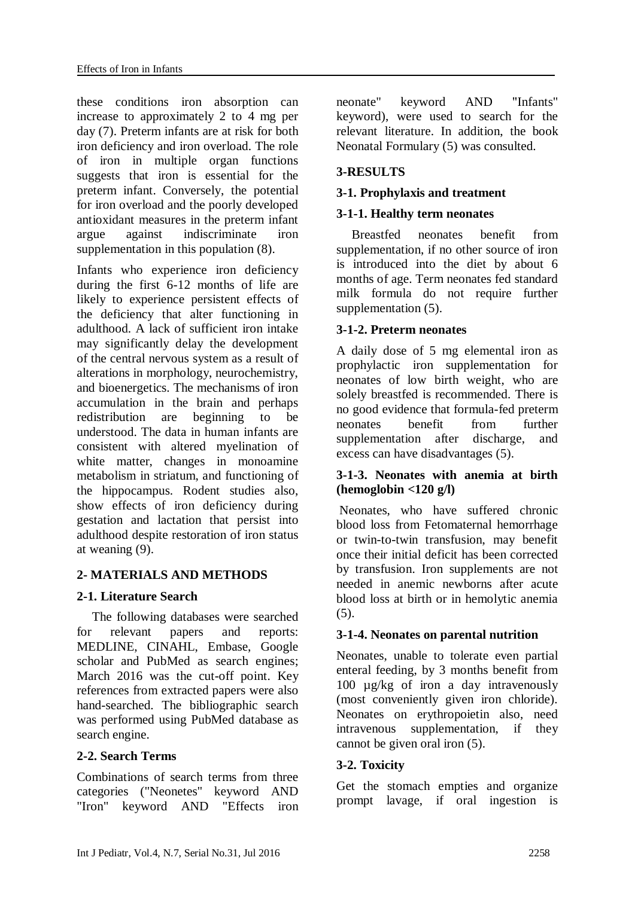these conditions iron absorption can increase to approximately 2 to 4 mg per day (7). Preterm infants are at risk for both iron deficiency and iron overload. The role of iron in multiple organ functions suggests that iron is essential for the preterm infant. Conversely, the potential for iron overload and the poorly developed antioxidant measures in the preterm infant argue against indiscriminate iron supplementation in this population (8).

Infants who experience iron deficiency during the first 6-12 months of life are likely to experience persistent effects of the deficiency that alter functioning in adulthood. A lack of sufficient iron intake may significantly delay the development of the central nervous system as a result of alterations in morphology, neurochemistry, and bioenergetics. The mechanisms of iron accumulation in the brain and perhaps redistribution are beginning to be understood. The data in human infants are consistent with altered myelination of white matter, changes in monoamine metabolism in striatum, and functioning of the hippocampus. Rodent studies also, show effects of iron deficiency during gestation and lactation that persist into adulthood despite restoration of iron status at weaning (9).

## 2- MATERIALS AND METHODS

### 2-1. Literature Search

The following databases were searched for relevant papers and reports: MEDLINE, CINAHL, Embase, Google scholar and PubMed as search engines; March 2016 was the cut-off point. Key references from extracted papers were also hand-searched. The bibliographic search was performed using PubMed database as search engine.

### 2-2. Search Terms

Combinations of search terms from three categories ("Neonetes" keyword AND "Iron" keyword AND "Effects iron neonate" keyword AND "Infants" keyword), were used to search for the relevant literature. In addition, the book Neonatal Formulary (5) was consulted.

## 3-RESULTS

### 3-1. Prophylaxis and treatment

#### 3-1-1. Healthy term neonates

Breastfed neonates benefit from supplementation, if no other source of iron is introduced into the diet by about 6 months of age. Term neonates fed standard milk formula do not require further supplementation (5).

#### 3-1-2. Preterm neonates

A daily dose of 5 mg elemental iron as prophylactic iron supplementation for neonates of low birth weight, who are solely breastfed is recommended. There is no good evidence that formula-fed preterm neonates benefit from further supplementation after discharge, and excess can have disadvantages (5).

#### 3-1-3. Neonates with anemia at birth (hemoglobin <120 g/l)

Neonates, who have suffered chronic blood loss from Fetomaternal hemorrhage or twin-to-twin transfusion, may benefit once their initial deficit has been corrected by transfusion. Iron supplements are not needed in anemic newborns after acute blood loss at birth or in hemolytic anemia (5).

#### 3-1-4. Neonates on parental nutrition

Neonates, unable to tolerate even partial enteral feeding, by 3 months benefit from 100 µg/kg of iron a day intravenously (most conveniently given iron chloride). Neonates on erythropoietin also, need intravenous supplementation, if they cannot be given oral iron (5).

### 3-2. Toxicity

Get the stomach empties and organize prompt lavage, if oral ingestion is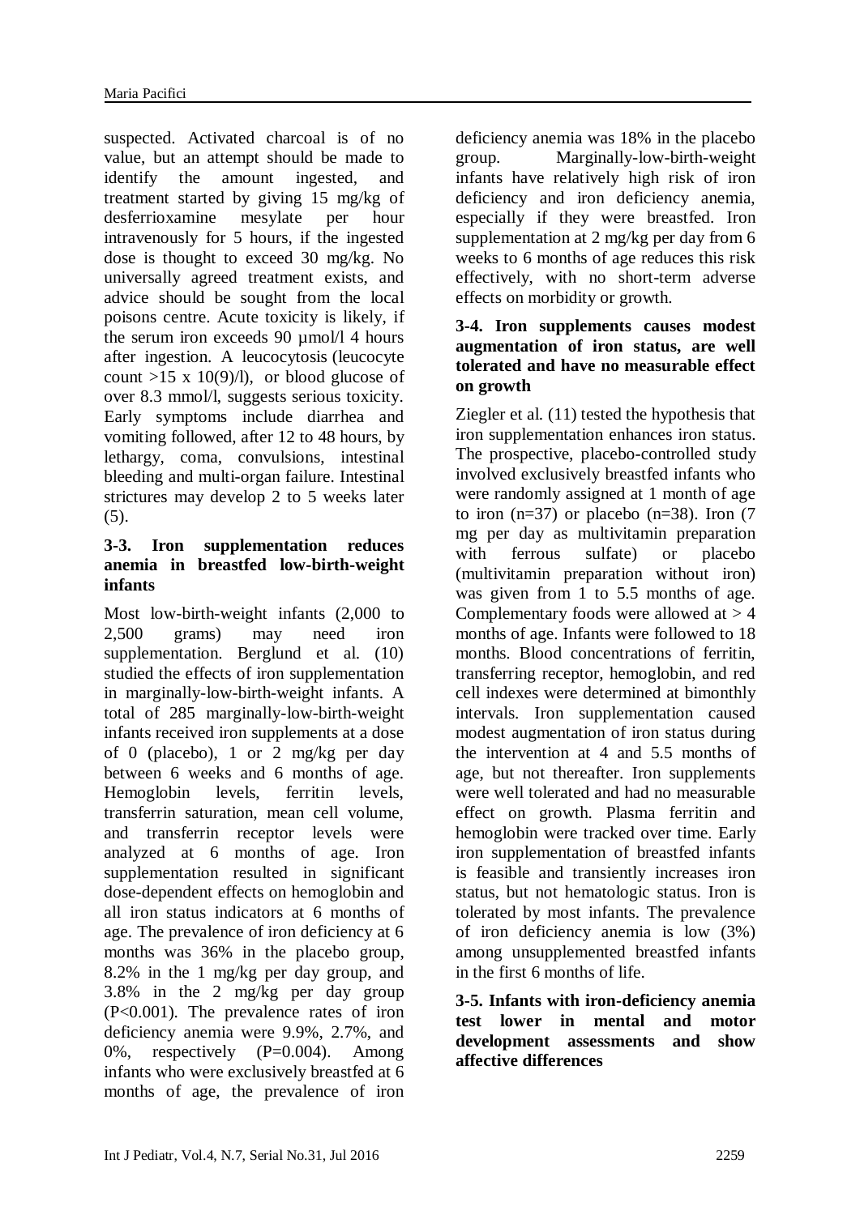suspected. Activated charcoal is of no value, but an attempt should be made to identify the amount ingested, and treatment started by giving 15 mg/kg of desferrioxamine mesylate per hour intravenously for 5 hours, if the ingested dose is thought to exceed 30 mg/kg. No universally agreed treatment exists, and advice should be sought from the local poisons centre. Acute toxicity is likely, if the serum iron exceeds 90 µmol/l 4 hours after ingestion. A leucocytosis (leucocyte count >15 x 10(9)/l), or blood glucose of over 8.3 mmol/l, suggests serious toxicity. Early symptoms include diarrhea and vomiting followed, after 12 to 48 hours, by lethargy, coma, convulsions, intestinal bleeding and multi-organ failure. Intestinal strictures may develop 2 to 5 weeks later (5).

### 3-3. Iron supplementation reduces anemia in breastfed low-birth-weight infants

Most low-birth-weight infants (2,000 to 2,500 grams) may need iron supplementation. Berglund et al. (10) studied the effects of iron supplementation in marginally-low-birth-weight infants. A total of 285 marginally-low-birth-weight infants received iron supplements at a dose of 0 (placebo), 1 or 2 mg/kg per day between 6 weeks and 6 months of age. Hemoglobin levels, ferritin levels, transferrin saturation, mean cell volume, and transferrin receptor levels were analyzed at 6 months of age. Iron supplementation resulted in significant dose-dependent effects on hemoglobin and all iron status indicators at 6 months of age. The prevalence of iron deficiency at 6 months was 36% in the placebo group, 8.2% in the 1 mg/kg per day group, and 3.8% in the 2 mg/kg per day group ($P<0.001$). The prevalence rates of iron deficiency anemia were 9.9%, 2.7%, and 0%, respectively ($P=0.004$). Among infants who were exclusively breastfed at 6 months of age, the prevalence of iron deficiency anemia was 18% in the placebo group. Marginally-low-birth-weight infants have relatively high risk of iron deficiency and iron deficiency anemia, especially if they were breastfed. Iron supplementation at 2 mg/kg per day from 6 weeks to 6 months of age reduces this risk effectively, with no short-term adverse effects on morbidity or growth.

### 3-4. Iron supplements causes modest augmentation of iron status, are well tolerated and have no measurable effect on growth

Ziegler et al. (11) tested the hypothesis that iron supplementation enhances iron status. The prospective, placebo-controlled study involved exclusively breastfed infants who were randomly assigned at 1 month of age to iron (n=37) or placebo (n=38). Iron (7 mg per day as multivitamin preparation with ferrous sulfate) or placebo (multivitamin preparation without iron) was given from 1 to 5.5 months of age. Complementary foods were allowed at > 4 months of age. Infants were followed to 18 months. Blood concentrations of ferritin, transferring receptor, hemoglobin, and red cell indexes were determined at bimonthly intervals. Iron supplementation caused modest augmentation of iron status during the intervention at 4 and 5.5 months of age, but not thereafter. Iron supplements were well tolerated and had no measurable effect on growth. Plasma ferritin and hemoglobin were tracked over time. Early iron supplementation of breastfed infants is feasible and transiently increases iron status, but not hematologic status. Iron is tolerated by most infants. The prevalence of iron deficiency anemia is low (3%) among unsupplemented breastfed infants in the first 6 months of life.

### 3-5. Infants with iron-deficiency anemia test lower in mental and motor development assessments and show affective differences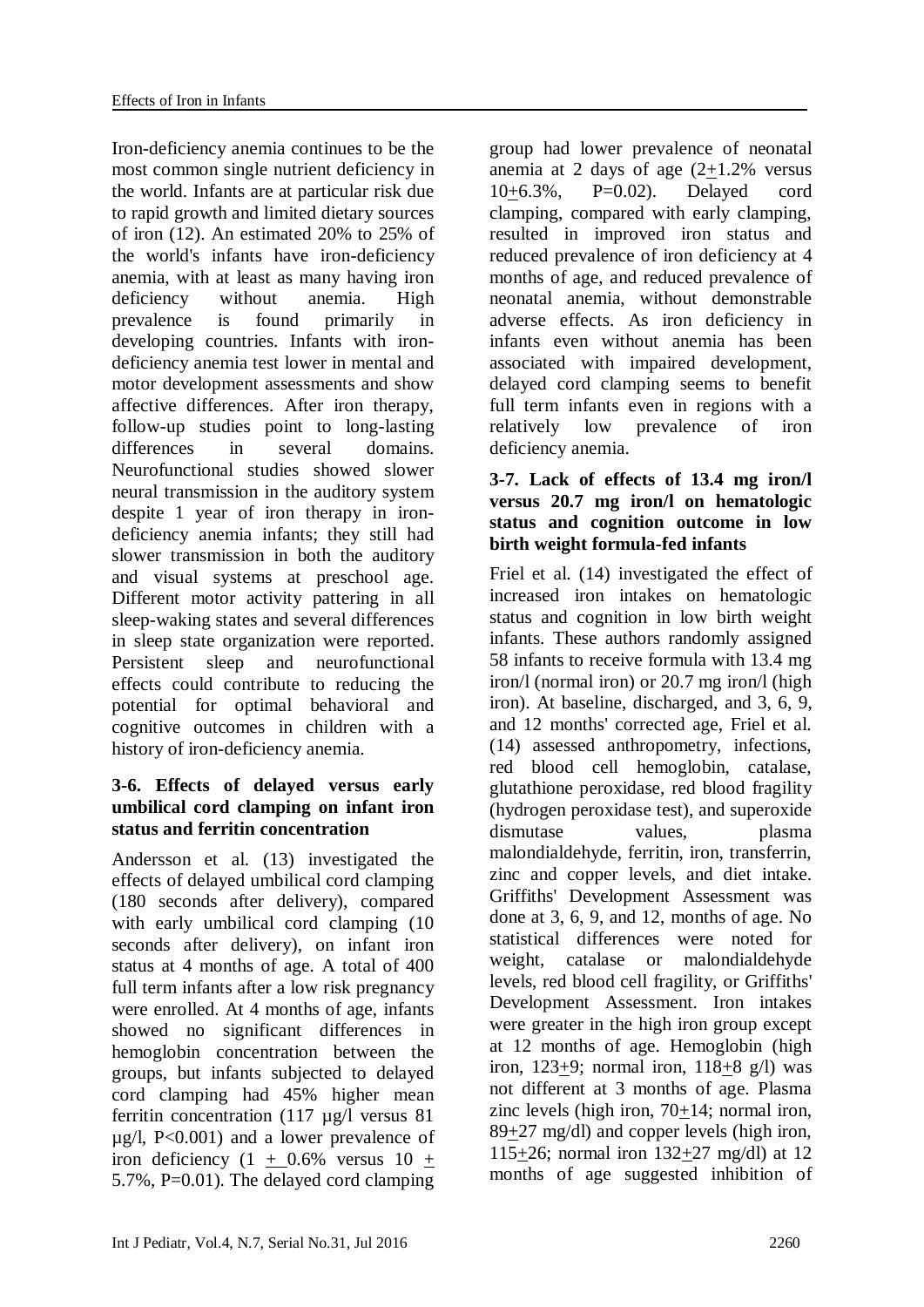Iron-deficiency anemia continues to be the most common single nutrient deficiency in the world. Infants are at particular risk due to rapid growth and limited dietary sources of iron (12). An estimated 20% to 25% of the world's infants have iron-deficiency anemia, with at least as many having iron deficiency without anemia. High prevalence is found primarily in developing countries. Infants with iron-deficiency anemia test lower in mental and motor development assessments and show affective differences. After iron therapy, follow-up studies point to long-lasting differences in several domains. Neurofunctional studies showed slower neural transmission in the auditory system despite 1 year of iron therapy in iron-deficiency anemia infants; they still had slower transmission in both the auditory and visual systems at preschool age. Different motor activity pattering in all sleep-waking states and several differences in sleep state organization were reported. Persistent sleep and neurofunctional effects could contribute to reducing the potential for optimal behavioral and cognitive outcomes in children with a history of iron-deficiency anemia.

### 3-6. Effects of delayed versus early umbilical cord clamping on infant iron status and ferritin concentration

Andersson et al. (13) investigated the effects of delayed umbilical cord clamping (180 seconds after delivery), compared with early umbilical cord clamping (10 seconds after delivery), on infant iron status at 4 months of age. A total of 400 full term infants after a low risk pregnancy were enrolled. At 4 months of age, infants showed no significant differences in hemoglobin concentration between the groups, but infants subjected to delayed cord clamping had 45% higher mean ferritin concentration (117 µg/l versus 81 µg/l, $P<0.001$) and a lower prevalence of iron deficiency ($1 \pm 0.6\%$ versus $10 \pm 5.7\%$, $P=0.01$). The delayed cord clamping group had lower prevalence of neonatal anemia at 2 days of age ($2 \pm 1.2\%$ versus $10 \pm 6.3\%$, $P=0.02$). Delayed cord clamping, compared with early clamping, resulted in improved iron status and reduced prevalence of iron deficiency at 4 months of age, and reduced prevalence of neonatal anemia, without demonstrable adverse effects. As iron deficiency in infants even without anemia has been associated with impaired development, delayed cord clamping seems to benefit full term infants even in regions with a relatively low prevalence of iron deficiency anemia.

### 3-7. Lack of effects of 13.4 mg iron/l versus 20.7 mg iron/l on hematologic status and cognition outcome in low birth weight formula-fed infants

Friel et al. (14) investigated the effect of increased iron intakes on hematologic status and cognition in low birth weight infants. These authors randomly assigned 58 infants to receive formula with 13.4 mg iron/l (normal iron) or 20.7 mg iron/l (high iron). At baseline, discharged, and 3, 6, 9, and 12 months' corrected age, Friel et al. (14) assessed anthropometry, infections, red blood cell hemoglobin, catalase, glutathione peroxidase, red blood fragility (hydrogen peroxidase test), and superoxide dismutase values, plasma malondialdehyde, ferritin, iron, transferrin, zinc and copper levels, and diet intake. Griffiths' Development Assessment was done at 3, 6, 9, and 12, months of age. No statistical differences were noted for weight, catalase or malondialdehyde levels, red blood cell fragility, or Griffiths' Development Assessment. Iron intakes were greater in the high iron group except at 12 months of age. Hemoglobin (high iron, $123 \pm 9$; normal iron, $118 \pm 8$ g/l) was not different at 3 months of age. Plasma zinc levels (high iron, $70 \pm 14$; normal iron, $89 \pm 27$ mg/dl) and copper levels (high iron, $115 \pm 26$; normal iron $132 \pm 27$ mg/dl) at 12 months of age suggested inhibition of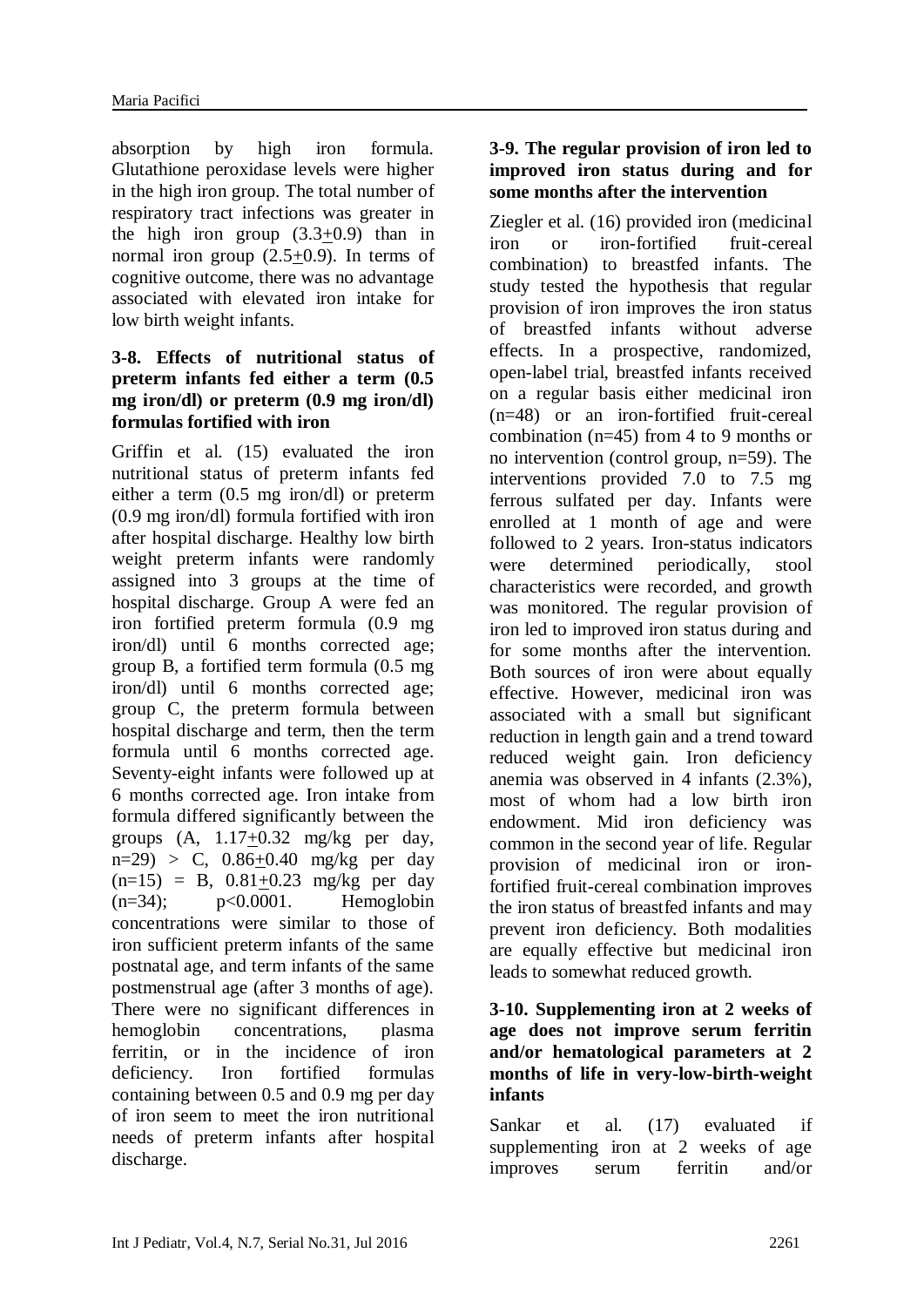absorption by high iron formula. Glutathione peroxidase levels were higher in the high iron group. The total number of respiratory tract infections was greater in the high iron group ($3.3 \pm 0.9$) than in normal iron group ($2.5 \pm 0.9$). In terms of cognitive outcome, there was no advantage associated with elevated iron intake for low birth weight infants.

### 3-8. Effects of nutritional status of preterm infants fed either a term (0.5 mg iron/dl) or preterm (0.9 mg iron/dl) formulas fortified with iron

Griffin et al. (15) evaluated the iron nutritional status of preterm infants fed either a term (0.5 mg iron/dl) or preterm (0.9 mg iron/dl) formula fortified with iron after hospital discharge. Healthy low birth weight preterm infants were randomly assigned into 3 groups at the time of hospital discharge. Group A were fed an iron fortified preterm formula (0.9 mg iron/dl) until 6 months corrected age; group B, a fortified term formula (0.5 mg iron/dl) until 6 months corrected age; group C, the preterm formula between hospital discharge and term, then the term formula until 6 months corrected age. Seventy-eight infants were followed up at 6 months corrected age. Iron intake from formula differed significantly between the groups (A, $1.17 \pm 0.32$ mg/kg per day, n=29) > C, $0.86 \pm 0.40$ mg/kg per day (n=15) = B, $0.81 \pm 0.23$ mg/kg per day (n=34); $p<0.0001$. Hemoglobin concentrations were similar to those of iron sufficient preterm infants of the same postnatal age, and term infants of the same postmenstrual age (after 3 months of age). There were no significant differences in hemoglobin concentrations, plasma ferritin, or in the incidence of iron deficiency. Iron fortified formulas containing between 0.5 and 0.9 mg per day of iron seem to meet the iron nutritional needs of preterm infants after hospital discharge.

### 3-9. The regular provision of iron led to improved iron status during and for some months after the intervention

Ziegler et al. (16) provided iron (medicinal iron or iron-fortified fruit-cereal combination) to breastfed infants. The study tested the hypothesis that regular provision of iron improves the iron status of breastfed infants without adverse effects. In a prospective, randomized, open-label trial, breastfed infants received on a regular basis either medicinal iron (n=48) or an iron-fortified fruit-cereal combination (n=45) from 4 to 9 months or no intervention (control group, n=59). The interventions provided 7.0 to 7.5 mg ferrous sulfated per day. Infants were enrolled at 1 month of age and were followed to 2 years. Iron-status indicators were determined periodically, stool characteristics were recorded, and growth was monitored. The regular provision of iron led to improved iron status during and for some months after the intervention. Both sources of iron were about equally effective. However, medicinal iron was associated with a small but significant reduction in length gain and a trend toward reduced weight gain. Iron deficiency anemia was observed in 4 infants (2.3%), most of whom had a low birth iron endowment. Mid iron deficiency was common in the second year of life. Regular provision of medicinal iron or iron-fortified fruit-cereal combination improves the iron status of breastfed infants and may prevent iron deficiency. Both modalities are equally effective but medicinal iron leads to somewhat reduced growth.

### 3-10. Supplementing iron at 2 weeks of age does not improve serum ferritin and/or hematological parameters at 2 months of life in very-low-birth-weight infants

Sankar et al. (17) evaluated if supplementing iron at 2 weeks of age improves serum ferritin and/or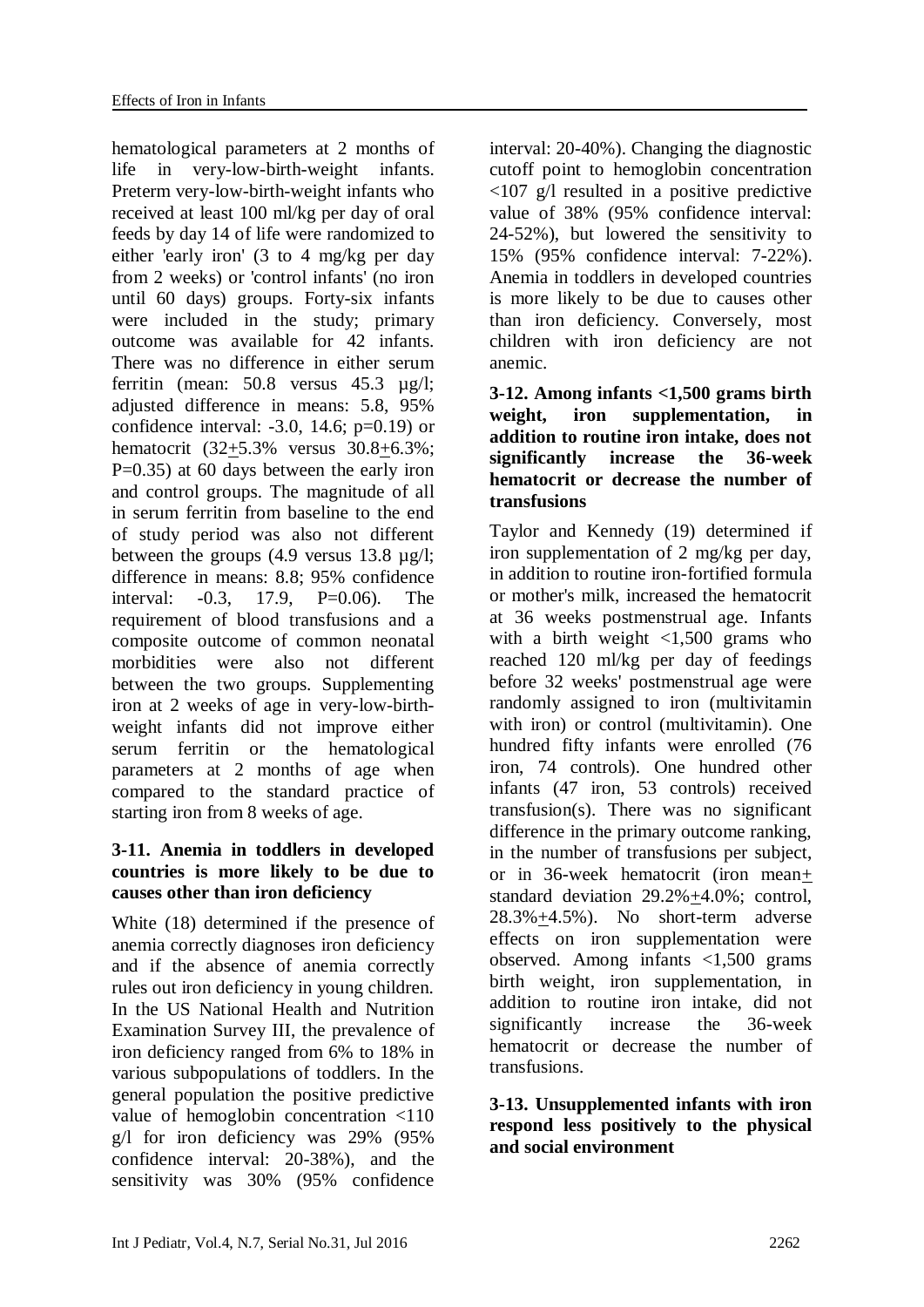hematological parameters at 2 months of life in very-low-birth-weight infants. Preterm very-low-birth-weight infants who received at least 100 ml/kg per day of oral feeds by day 14 of life were randomized to either 'early iron' (3 to 4 mg/kg per day from 2 weeks) or 'control infants' (no iron until 60 days) groups. Forty-six infants were included in the study; primary outcome was available for 42 infants. There was no difference in either serum ferritin (mean: 50.8 versus 45.3 µg/l; adjusted difference in means: 5.8, 95% confidence interval: -3.0, 14.6; p=0.19) or hematocrit (32±5.3% versus 30.8±6.3%; P=0.35) at 60 days between the early iron and control groups. The magnitude of all in serum ferritin from baseline to the end of study period was also not different between the groups (4.9 versus 13.8 µg/l; difference in means: 8.8; 95% confidence interval: -0.3, 17.9, P=0.06). The requirement of blood transfusions and a composite outcome of common neonatal morbidities were also not different between the two groups. Supplementing iron at 2 weeks of age in very-low-birth-weight infants did not improve either serum ferritin or the hematological parameters at 2 months of age when compared to the standard practice of starting iron from 8 weeks of age.

### 3-11. Anemia in toddlers in developed countries is more likely to be due to causes other than iron deficiency

White (18) determined if the presence of anemia correctly diagnoses iron deficiency and if the absence of anemia correctly rules out iron deficiency in young children. In the US National Health and Nutrition Examination Survey III, the prevalence of iron deficiency ranged from 6% to 18% in various subpopulations of toddlers. In the general population the positive predictive value of hemoglobin concentration <110 g/l for iron deficiency was 29% (95% confidence interval: 20-38%), and the sensitivity was 30% (95% confidence interval: 20-40%). Changing the diagnostic cutoff point to hemoglobin concentration <107 g/l resulted in a positive predictive value of 38% (95% confidence interval: 24-52%), but lowered the sensitivity to 15% (95% confidence interval: 7-22%). Anemia in toddlers in developed countries is more likely to be due to causes other than iron deficiency. Conversely, most children with iron deficiency are not anemic.

### 3-12. Among infants <1,500 grams birth weight, iron supplementation, in addition to routine iron intake, does not significantly increase the 36-week hematocrit or decrease the number of transfusions

Taylor and Kennedy (19) determined if iron supplementation of 2 mg/kg per day, in addition to routine iron-fortified formula or mother's milk, increased the hematocrit at 36 weeks postmenstrual age. Infants with a birth weight <1,500 grams who reached 120 ml/kg per day of feedings before 32 weeks' postmenstrual age were randomly assigned to iron (multivitamin with iron) or control (multivitamin). One hundred fifty infants were enrolled (76 iron, 74 controls). One hundred other infants (47 iron, 53 controls) received transfusion(s). There was no significant difference in the primary outcome ranking, in the number of transfusions per subject, or in 36-week hematocrit (iron mean± standard deviation 29.2%±4.0%; control, 28.3%±4.5%). No short-term adverse effects on iron supplementation were observed. Among infants <1,500 grams birth weight, iron supplementation, in addition to routine iron intake, did not significantly increase the 36-week hematocrit or decrease the number of transfusions.

### 3-13. Unsupplemented infants with iron respond less positively to the physical and social environment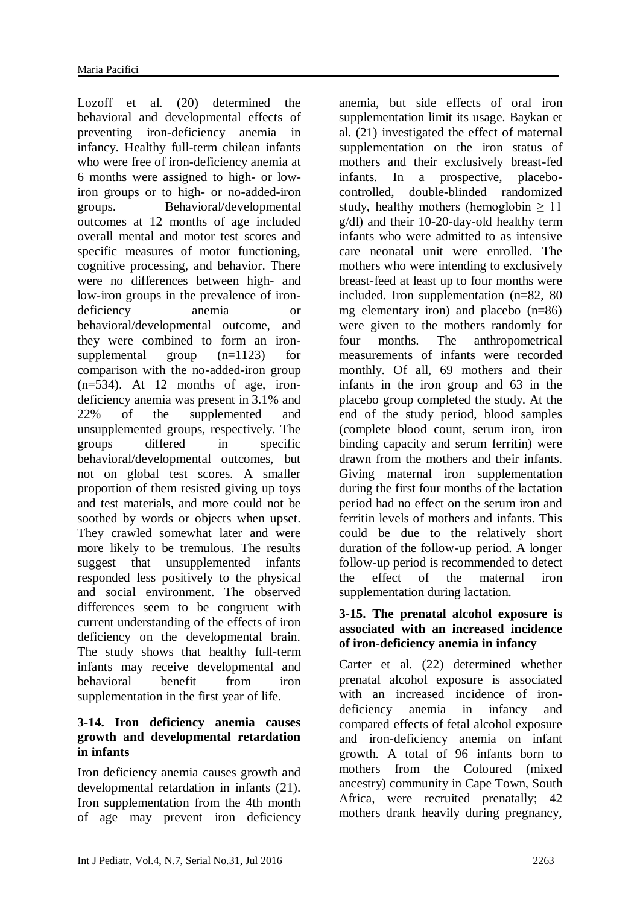Lozoff et al. (20) determined the behavioral and developmental effects of preventing iron-deficiency anemia in infancy. Healthy full-term chilean infants who were free of iron-deficiency anemia at 6 months were assigned to high- or low-iron groups or to high- or no-added-iron groups. Behavioral/developmental outcomes at 12 months of age included overall mental and motor test scores and specific measures of motor functioning, cognitive processing, and behavior. There were no differences between high- and low-iron groups in the prevalence of iron-deficiency anemia or behavioral/developmental outcome, and they were combined to form an iron-supplemental group (n=1123) for comparison with the no-added-iron group (n=534). At 12 months of age, iron-deficiency anemia was present in 3.1% and 22% of the supplemented and unsupplemented groups, respectively. The groups differed in specific behavioral/developmental outcomes, but not on global test scores. A smaller proportion of them resisted giving up toys and test materials, and more could not be soothed by words or objects when upset. They crawled somewhat later and were more likely to be tremulous. The results suggest that unsupplemented infants responded less positively to the physical and social environment. The observed differences seem to be congruent with current understanding of the effects of iron deficiency on the developmental brain. The study shows that healthy full-term infants may receive developmental and behavioral benefit from iron supplementation in the first year of life.

### 3-14. Iron deficiency anemia causes growth and developmental retardation in infants

Iron deficiency anemia causes growth and developmental retardation in infants (21). Iron supplementation from the 4th month of age may prevent iron deficiency anemia, but side effects of oral iron supplementation limit its usage. Baykan et al. (21) investigated the effect of maternal supplementation on the iron status of mothers and their exclusively breast-fed infants. In a prospective, placebo-controlled, double-blinded randomized study, healthy mothers (hemoglobin $\geq$ 11 g/dl) and their 10-20-day-old healthy term infants who were admitted to as intensive care neonatal unit were enrolled. The mothers who were intending to exclusively breast-feed at least up to four months were included. Iron supplementation (n=82, 80 mg elementary iron) and placebo (n=86) were given to the mothers randomly for four months. The anthropometrical measurements of infants were recorded monthly. Of all, 69 mothers and their infants in the iron group and 63 in the placebo group completed the study. At the end of the study period, blood samples (complete blood count, serum iron, iron binding capacity and serum ferritin) were drawn from the mothers and their infants. Giving maternal iron supplementation during the first four months of the lactation period had no effect on the serum iron and ferritin levels of mothers and infants. This could be due to the relatively short duration of the follow-up period. A longer follow-up period is recommended to detect the effect of the maternal iron supplementation during lactation.

### 3-15. The prenatal alcohol exposure is associated with an increased incidence of iron-deficiency anemia in infancy

Carter et al. (22) determined whether prenatal alcohol exposure is associated with an increased incidence of iron-deficiency anemia in infancy and compared effects of fetal alcohol exposure and iron-deficiency anemia on infant growth. A total of 96 infants born to mothers from the Coloured (mixed ancestry) community in Cape Town, South Africa, were recruited prenatally; 42 mothers drank heavily during pregnancy,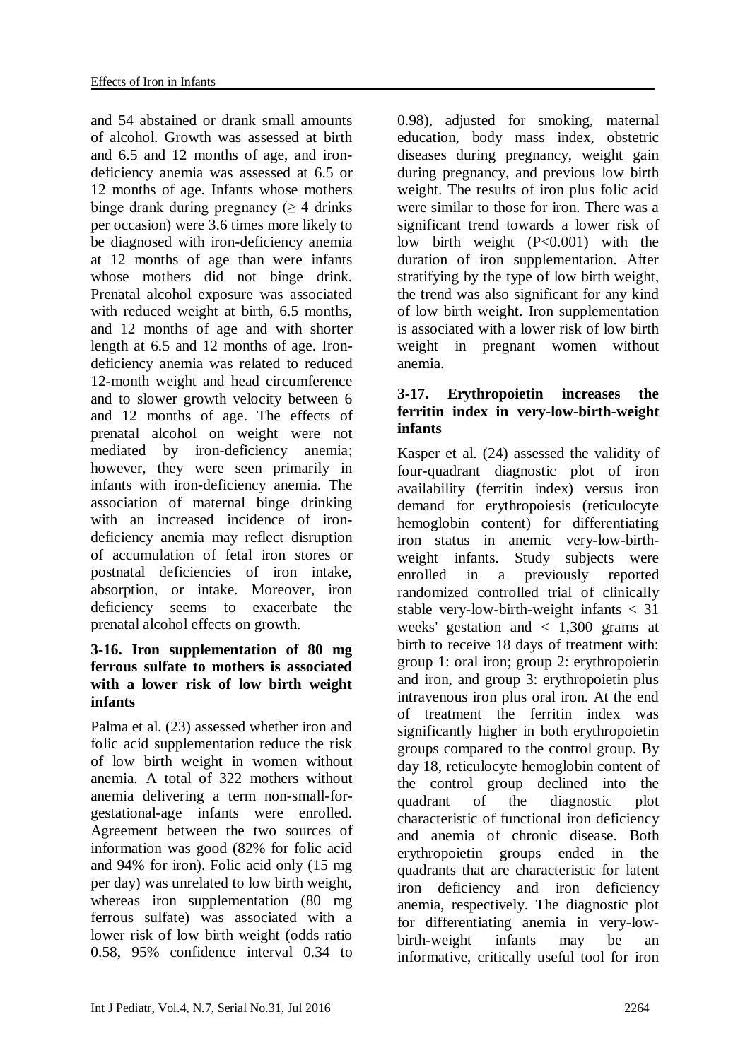and 54 abstained or drank small amounts of alcohol. Growth was assessed at birth and 6.5 and 12 months of age, and iron-deficiency anemia was assessed at 6.5 or 12 months of age. Infants whose mothers binge drank during pregnancy ($\geq$ 4 drinks per occasion) were 3.6 times more likely to be diagnosed with iron-deficiency anemia at 12 months of age than were infants whose mothers did not binge drink. Prenatal alcohol exposure was associated with reduced weight at birth, 6.5 months, and 12 months of age and with shorter length at 6.5 and 12 months of age. Iron-deficiency anemia was related to reduced 12-month weight and head circumference and to slower growth velocity between 6 and 12 months of age. The effects of prenatal alcohol on weight were not mediated by iron-deficiency anemia; however, they were seen primarily in infants with iron-deficiency anemia. The association of maternal binge drinking with an increased incidence of iron-deficiency anemia may reflect disruption of accumulation of fetal iron stores or postnatal deficiencies of iron intake, absorption, or intake. Moreover, iron deficiency seems to exacerbate the prenatal alcohol effects on growth.

### 3-16. Iron supplementation of 80 mg ferrous sulfate to mothers is associated with a lower risk of low birth weight infants

Palma et al. (23) assessed whether iron and folic acid supplementation reduce the risk of low birth weight in women without anemia. A total of 322 mothers without anemia delivering a term non-small-for-gestational-age infants were enrolled. Agreement between the two sources of information was good (82% for folic acid and 94% for iron). Folic acid only (15 mg per day) was unrelated to low birth weight, whereas iron supplementation (80 mg ferrous sulfate) was associated with a lower risk of low birth weight (odds ratio 0.58, 95% confidence interval 0.34 to 0.98), adjusted for smoking, maternal education, body mass index, obstetric diseases during pregnancy, weight gain during pregnancy, and previous low birth weight. The results of iron plus folic acid were similar to those for iron. There was a significant trend towards a lower risk of low birth weight ($P<0.001$) with the duration of iron supplementation. After stratifying by the type of low birth weight, the trend was also significant for any kind of low birth weight. Iron supplementation is associated with a lower risk of low birth weight in pregnant women without anemia.

### 3-17. Erythropoietin increases the ferritin index in very-low-birth-weight infants

Kasper et al. (24) assessed the validity of four-quadrant diagnostic plot of iron availability (ferritin index) versus iron demand for erythropoiesis (reticulocyte hemoglobin content) for differentiating iron status in anemic very-low-birth-weight infants. Study subjects were enrolled in a previously reported randomized controlled trial of clinically stable very-low-birth-weight infants < 31 weeks' gestation and < 1,300 grams at birth to receive 18 days of treatment with: group 1: oral iron; group 2: erythropoietin and iron, and group 3: erythropoietin plus intravenous iron plus oral iron. At the end of treatment the ferritin index was significantly higher in both erythropoietin groups compared to the control group. By day 18, reticulocyte hemoglobin content of the control group declined into the quadrant of the diagnostic plot characteristic of functional iron deficiency and anemia of chronic disease. Both erythropoietin groups ended in the quadrants that are characteristic for latent iron deficiency and iron deficiency anemia, respectively. The diagnostic plot for differentiating anemia in very-low-birth-weight infants may be an informative, critically useful tool for iron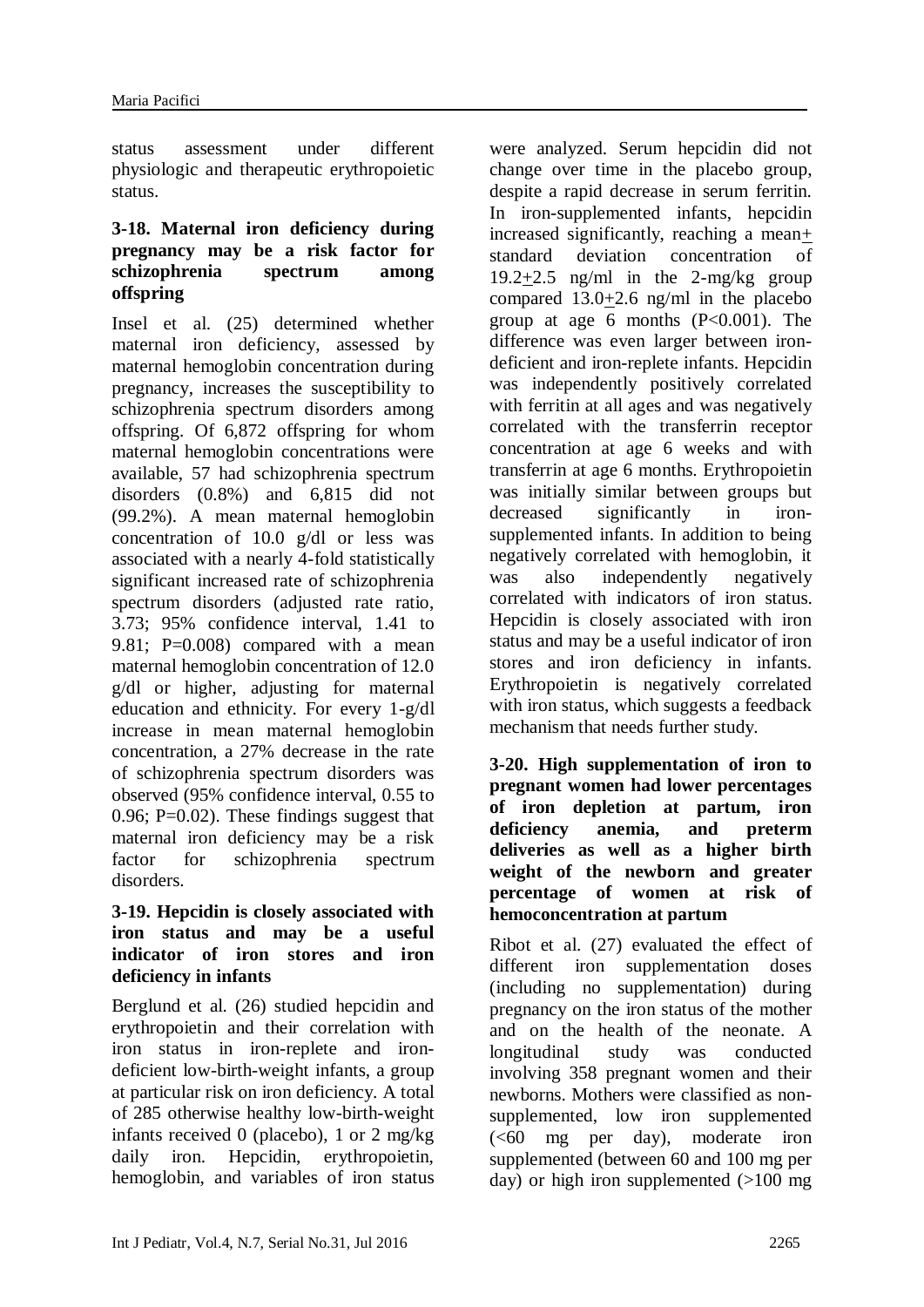status assessment under different physiologic and therapeutic erythropoietic status.

### 3-18. Maternal iron deficiency during pregnancy may be a risk factor for schizophrenia spectrum among offspring

Insel et al. (25) determined whether maternal iron deficiency, assessed by maternal hemoglobin concentration during pregnancy, increases the susceptibility to schizophrenia spectrum disorders among offspring. Of 6,872 offspring for whom maternal hemoglobin concentrations were available, 57 had schizophrenia spectrum disorders (0.8%) and 6,815 did not (99.2%). A mean maternal hemoglobin concentration of 10.0 g/dl or less was associated with a nearly 4-fold statistically significant increased rate of schizophrenia spectrum disorders (adjusted rate ratio, 3.73; 95% confidence interval, 1.41 to 9.81; P=0.008) compared with a mean maternal hemoglobin concentration of 12.0 g/dl or higher, adjusting for maternal education and ethnicity. For every 1-g/dl increase in mean maternal hemoglobin concentration, a 27% decrease in the rate of schizophrenia spectrum disorders was observed (95% confidence interval, 0.55 to 0.96; P=0.02). These findings suggest that maternal iron deficiency may be a risk factor for schizophrenia spectrum disorders.

### 3-19. Hepcidin is closely associated with iron status and may be a useful indicator of iron stores and iron deficiency in infants

Berglund et al. (26) studied hepcidin and erythropoietin and their correlation with iron status in iron-replete and iron-deficient low-birth-weight infants, a group at particular risk on iron deficiency. A total of 285 otherwise healthy low-birth-weight infants received 0 (placebo), 1 or 2 mg/kg daily iron. Hepcidin, erythropoietin, hemoglobin, and variables of iron status were analyzed. Serum hepcidin did not change over time in the placebo group, despite a rapid decrease in serum ferritin. In iron-supplemented infants, hepcidin increased significantly, reaching a mean$\pm$ standard deviation concentration of 19.2$\pm$2.5 ng/ml in the 2-mg/kg group compared 13.0$\pm$2.6 ng/ml in the placebo group at age 6 months (P<0.001). The difference was even larger between iron-deficient and iron-replete infants. Hepcidin was independently positively correlated with ferritin at all ages and was negatively correlated with the transferrin receptor concentration at age 6 weeks and with transferrin at age 6 months. Erythropoietin was initially similar between groups but decreased significantly in iron-supplemented infants. In addition to being negatively correlated with hemoglobin, it was also independently negatively correlated with indicators of iron status. Hepcidin is closely associated with iron status and may be a useful indicator of iron stores and iron deficiency in infants. Erythropoietin is negatively correlated with iron status, which suggests a feedback mechanism that needs further study.

### 3-20. High supplementation of iron to pregnant women had lower percentages of iron depletion at partum, iron deficiency anemia, and preterm deliveries as well as a higher birth weight of the newborn and greater percentage of women at risk of hemoconcentration at partum

Ribot et al. (27) evaluated the effect of different iron supplementation doses (including no supplementation) during pregnancy on the iron status of the mother and on the health of the neonate. A longitudinal study was conducted involving 358 pregnant women and their newborns. Mothers were classified as non-supplemented, low iron supplemented (<60 mg per day), moderate iron supplemented (between 60 and 100 mg per day) or high iron supplemented (>100 mg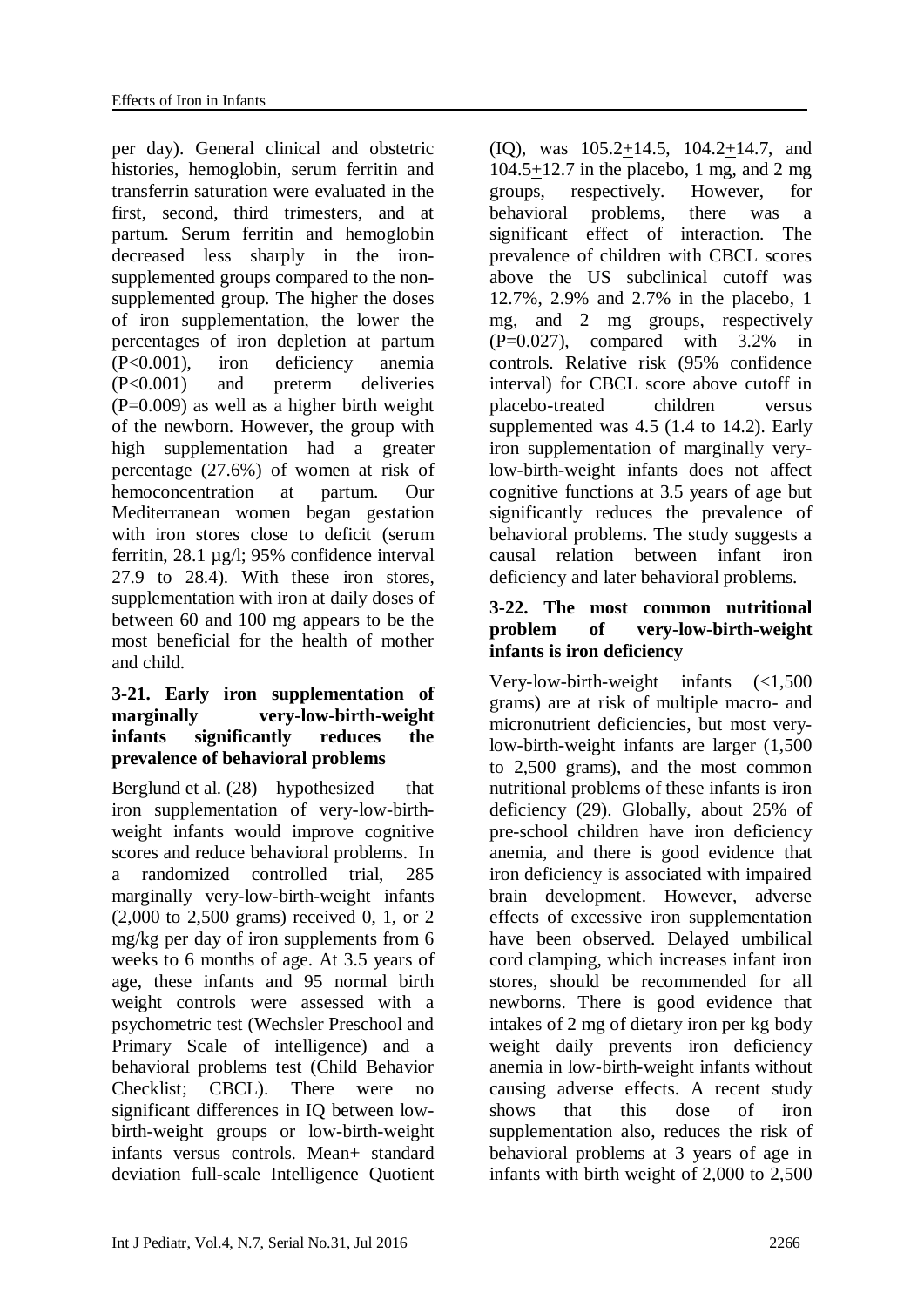per day). General clinical and obstetric histories, hemoglobin, serum ferritin and transferrin saturation were evaluated in the first, second, third trimesters, and at partum. Serum ferritin and hemoglobin decreased less sharply in the iron-supplemented groups compared to the non-supplemented group. The higher the doses of iron supplementation, the lower the percentages of iron depletion at partum ($P<0.001$), iron deficiency anemia ($P<0.001$) and preterm deliveries ($P=0.009$) as well as a higher birth weight of the newborn. However, the group with high supplementation had a greater percentage (27.6%) of women at risk of hemoconcentration at partum. Our Mediterranean women began gestation with iron stores close to deficit (serum ferritin, 28.1 µg/l; 95% confidence interval 27.9 to 28.4). With these iron stores, supplementation with iron at daily doses of between 60 and 100 mg appears to be the most beneficial for the health of mother and child.

### 3-21. Early iron supplementation of marginally very-low-birth-weight infants significantly reduces the prevalence of behavioral problems

Berglund et al. (28) hypothesized that iron supplementation of very-low-birth-weight infants would improve cognitive scores and reduce behavioral problems. In a randomized controlled trial, 285 marginally very-low-birth-weight infants (2,000 to 2,500 grams) received 0, 1, or 2 mg/kg per day of iron supplements from 6 weeks to 6 months of age. At 3.5 years of age, these infants and 95 normal birth weight controls were assessed with a psychometric test (Wechsler Preschool and Primary Scale of intelligence) and a behavioral problems test (Child Behavior Checklist; CBCL). There were no significant differences in IQ between low-birth-weight groups or low-birth-weight infants versus controls. Mean± standard deviation full-scale Intelligence Quotient (IQ), was 105.2±14.5, 104.2±14.7, and 104.5±12.7 in the placebo, 1 mg, and 2 mg groups, respectively. However, for behavioral problems, there was a significant effect of interaction. The prevalence of children with CBCL scores above the US subclinical cutoff was 12.7%, 2.9% and 2.7% in the placebo, 1 mg, and 2 mg groups, respectively ($P=0.027$), compared with 3.2% in controls. Relative risk (95% confidence interval) for CBCL score above cutoff in placebo-treated children versus supplemented was 4.5 (1.4 to 14.2). Early iron supplementation of marginally very-low-birth-weight infants does not affect cognitive functions at 3.5 years of age but significantly reduces the prevalence of behavioral problems. The study suggests a causal relation between infant iron deficiency and later behavioral problems.

### 3-22. The most common nutritional problem of very-low-birth-weight infants is iron deficiency

Very-low-birth-weight infants (<1,500 grams) are at risk of multiple macro- and micronutrient deficiencies, but most very-low-birth-weight infants are larger (1,500 to 2,500 grams), and the most common nutritional problems of these infants is iron deficiency (29). Globally, about 25% of pre-school children have iron deficiency anemia, and there is good evidence that iron deficiency is associated with impaired brain development. However, adverse effects of excessive iron supplementation have been observed. Delayed umbilical cord clamping, which increases infant iron stores, should be recommended for all newborns. There is good evidence that intakes of 2 mg of dietary iron per kg body weight daily prevents iron deficiency anemia in low-birth-weight infants without causing adverse effects. A recent study shows that this dose of iron supplementation also, reduces the risk of behavioral problems at 3 years of age in infants with birth weight of 2,000 to 2,500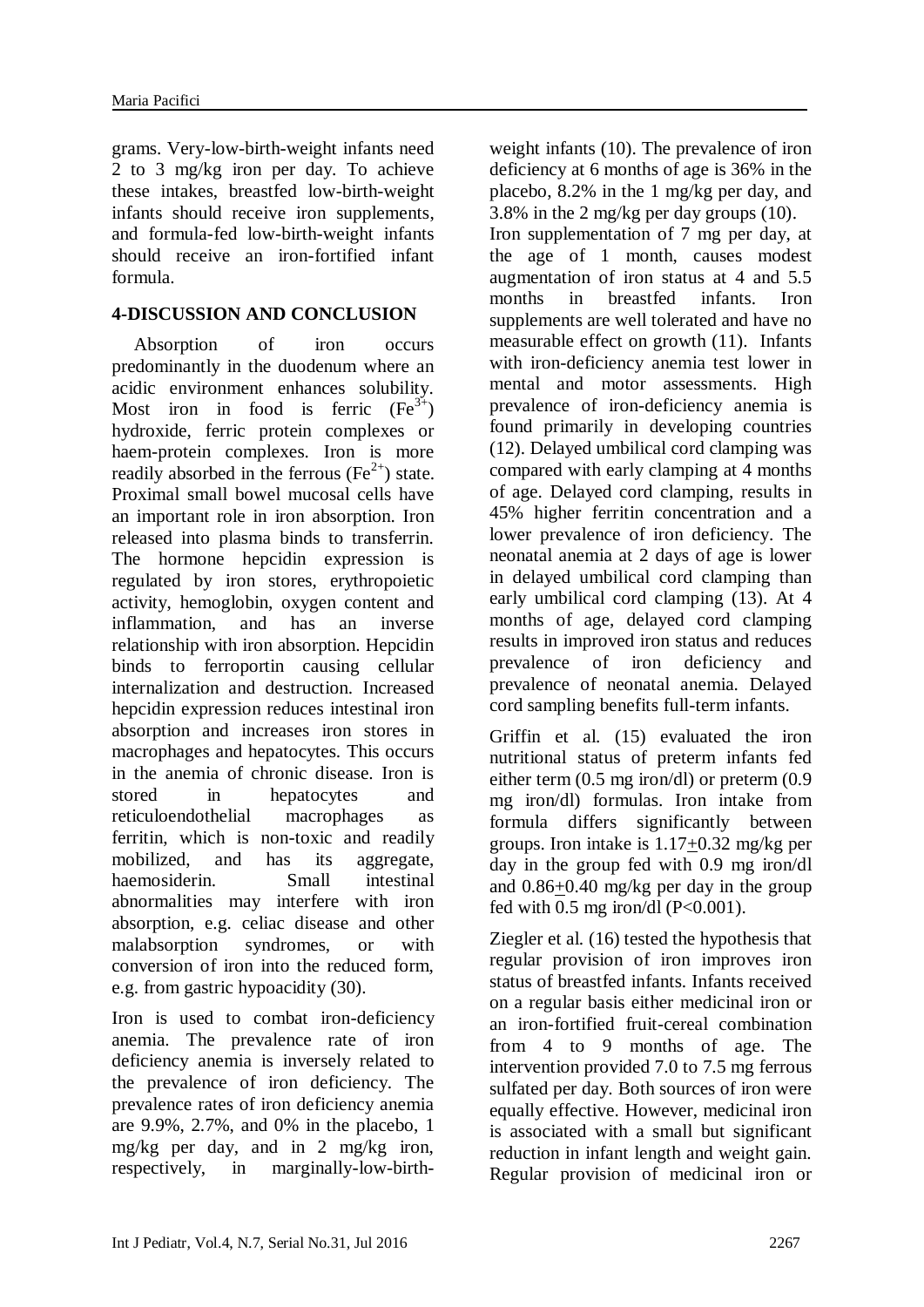grams. Very-low-birth-weight infants need 2 to 3 mg/kg iron per day. To achieve these intakes, breastfed low-birth-weight infants should receive iron supplements, and formula-fed low-birth-weight infants should receive an iron-fortified infant formula.

## 4-DISCUSSION AND CONCLUSION

Absorption of iron occurs predominantly in the duodenum where an acidic environment enhances solubility. Most iron in food is ferric ($Fe^{3+}$) hydroxide, ferric protein complexes or haem-protein complexes. Iron is more readily absorbed in the ferrous ($Fe^{2+}$) state. Proximal small bowel mucosal cells have an important role in iron absorption. Iron released into plasma binds to transferrin. The hormone hepcidin expression is regulated by iron stores, erythropoietic activity, hemoglobin, oxygen content and inflammation, and has an inverse relationship with iron absorption. Hepcidin binds to ferroportin causing cellular internalization and destruction. Increased hepcidin expression reduces intestinal iron absorption and increases iron stores in macrophages and hepatocytes. This occurs in the anemia of chronic disease. Iron is stored in hepatocytes and reticuloendothelial macrophages as ferritin, which is non-toxic and readily mobilized, and has its aggregate, haemosiderin. Small intestinal abnormalities may interfere with iron absorption, e.g. celiac disease and other malabsorption syndromes, or with conversion of iron into the reduced form, e.g. from gastric hypoacidity (30).

Iron is used to combat iron-deficiency anemia. The prevalence rate of iron deficiency anemia is inversely related to the prevalence of iron deficiency. The prevalence rates of iron deficiency anemia are 9.9%, 2.7%, and 0% in the placebo, 1 mg/kg per day, and in 2 mg/kg iron, respectively, in marginally-low-birth-weight infants (10). The prevalence of iron deficiency at 6 months of age is 36% in the placebo, 8.2% in the 1 mg/kg per day, and 3.8% in the 2 mg/kg per day groups (10). Iron supplementation of 7 mg per day, at the age of 1 month, causes modest augmentation of iron status at 4 and 5.5 months in breastfed infants. Iron supplements are well tolerated and have no measurable effect on growth (11). Infants with iron-deficiency anemia test lower in mental and motor assessments. High prevalence of iron-deficiency anemia is found primarily in developing countries (12). Delayed umbilical cord clamping was compared with early clamping at 4 months of age. Delayed cord clamping, results in 45% higher ferritin concentration and a lower prevalence of iron deficiency. The neonatal anemia at 2 days of age is lower in delayed umbilical cord clamping than early umbilical cord clamping (13). At 4 months of age, delayed cord clamping results in improved iron status and reduces prevalence of iron deficiency and prevalence of neonatal anemia. Delayed cord sampling benefits full-term infants.

Griffin et al. (15) evaluated the iron nutritional status of preterm infants fed either term (0.5 mg iron/dl) or preterm (0.9 mg iron/dl) formulas. Iron intake from formula differs significantly between groups. Iron intake is $1.17 \pm 0.32$ mg/kg per day in the group fed with 0.9 mg iron/dl and $0.86 \pm 0.40$ mg/kg per day in the group fed with 0.5 mg iron/dl ($P<0.001$).

Ziegler et al. (16) tested the hypothesis that regular provision of iron improves iron status of breastfed infants. Infants received on a regular basis either medicinal iron or an iron-fortified fruit-cereal combination from 4 to 9 months of age. The intervention provided 7.0 to 7.5 mg ferrous sulfated per day. Both sources of iron were equally effective. However, medicinal iron is associated with a small but significant reduction in infant length and weight gain. Regular provision of medicinal iron or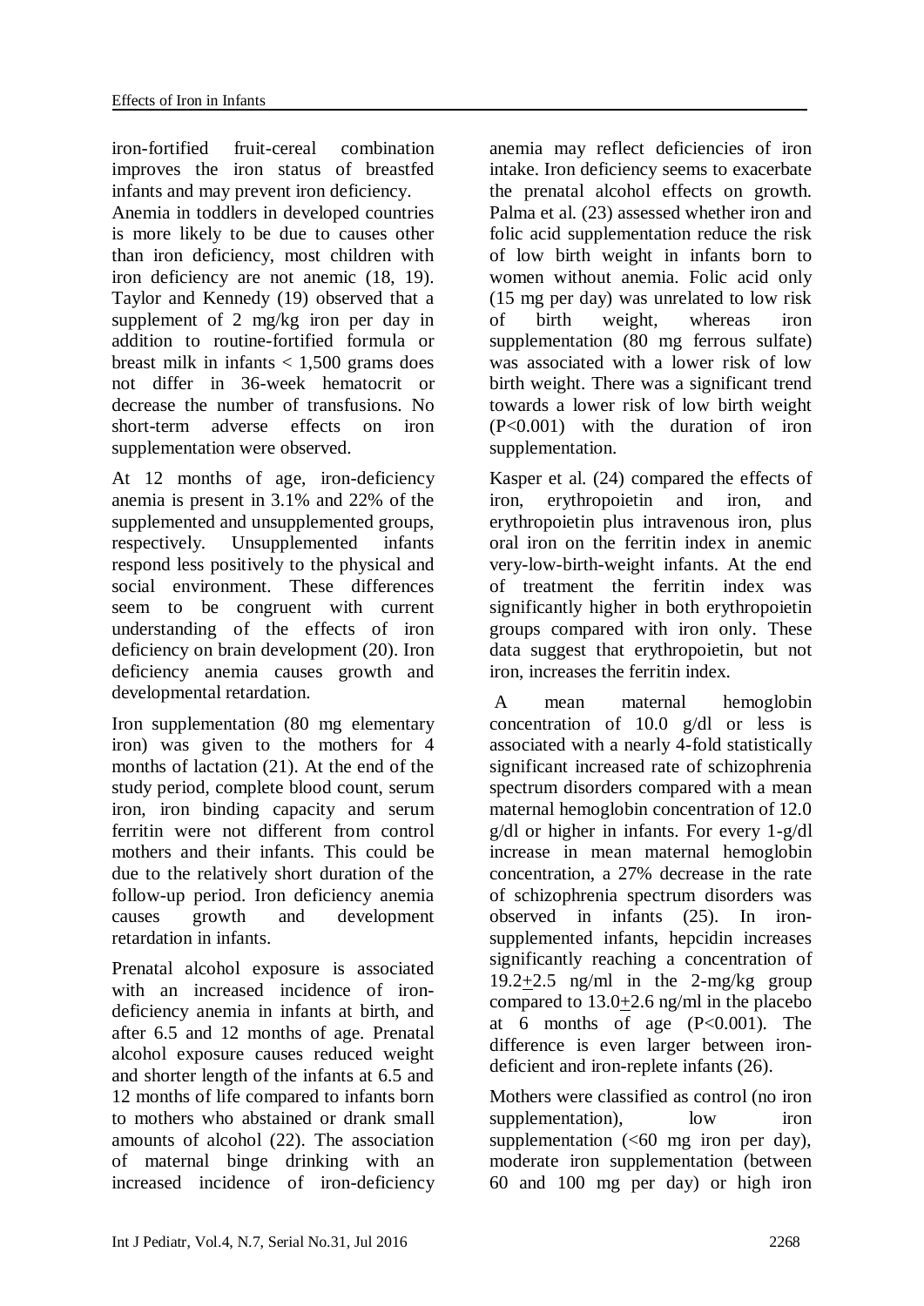iron-fortified fruit-cereal combination improves the iron status of breastfed infants and may prevent iron deficiency.

Anemia in toddlers in developed countries is more likely to be due to causes other than iron deficiency, most children with iron deficiency are not anemic (18, 19). Taylor and Kennedy (19) observed that a supplement of 2 mg/kg iron per day in addition to routine-fortified formula or breast milk in infants < 1,500 grams does not differ in 36-week hematocrit or decrease the number of transfusions. No short-term adverse effects on iron supplementation were observed.

At 12 months of age, iron-deficiency anemia is present in 3.1% and 22% of the supplemented and unsupplemented groups, respectively. Unsupplemented infants respond less positively to the physical and social environment. These differences seem to be congruent with current understanding of the effects of iron deficiency on brain development (20). Iron deficiency anemia causes growth and developmental retardation.

Iron supplementation (80 mg elementary iron) was given to the mothers for 4 months of lactation (21). At the end of the study period, complete blood count, serum iron, iron binding capacity and serum ferritin were not different from control mothers and their infants. This could be due to the relatively short duration of the follow-up period. Iron deficiency anemia causes growth and development retardation in infants.

Prenatal alcohol exposure is associated with an increased incidence of iron-deficiency anemia in infants at birth, and after 6.5 and 12 months of age. Prenatal alcohol exposure causes reduced weight and shorter length of the infants at 6.5 and 12 months of life compared to infants born to mothers who abstained or drank small amounts of alcohol (22). The association of maternal binge drinking with an increased incidence of iron-deficiency anemia may reflect deficiencies of iron intake. Iron deficiency seems to exacerbate the prenatal alcohol effects on growth. Palma et al. (23) assessed whether iron and folic acid supplementation reduce the risk of low birth weight in infants born to women without anemia. Folic acid only (15 mg per day) was unrelated to low risk of birth weight, whereas iron supplementation (80 mg ferrous sulfate) was associated with a lower risk of low birth weight. There was a significant trend towards a lower risk of low birth weight ($P<0.001$) with the duration of iron supplementation.

Kasper et al. (24) compared the effects of iron, erythropoietin and iron, and erythropoietin plus intravenous iron, plus oral iron on the ferritin index in anemic very-low-birth-weight infants. At the end of treatment the ferritin index was significantly higher in both erythropoietin groups compared with iron only. These data suggest that erythropoietin, but not iron, increases the ferritin index.

A mean maternal hemoglobin concentration of 10.0 g/dl or less is associated with a nearly 4-fold statistically significant increased rate of schizophrenia spectrum disorders compared with a mean maternal hemoglobin concentration of 12.0 g/dl or higher in infants. For every 1-g/dl increase in mean maternal hemoglobin concentration, a 27% decrease in the rate of schizophrenia spectrum disorders was observed in infants (25). In iron-supplemented infants, hepcidin increases significantly reaching a concentration of $19.2\pm2.5$ ng/ml in the 2-mg/kg group compared to $13.0\pm2.6$ ng/ml in the placebo at 6 months of age ($P<0.001$). The difference is even larger between iron-deficient and iron-replete infants (26).

Mothers were classified as control (no iron supplementation), low iron supplementation (<60 mg iron per day), moderate iron supplementation (between 60 and 100 mg per day) or high iron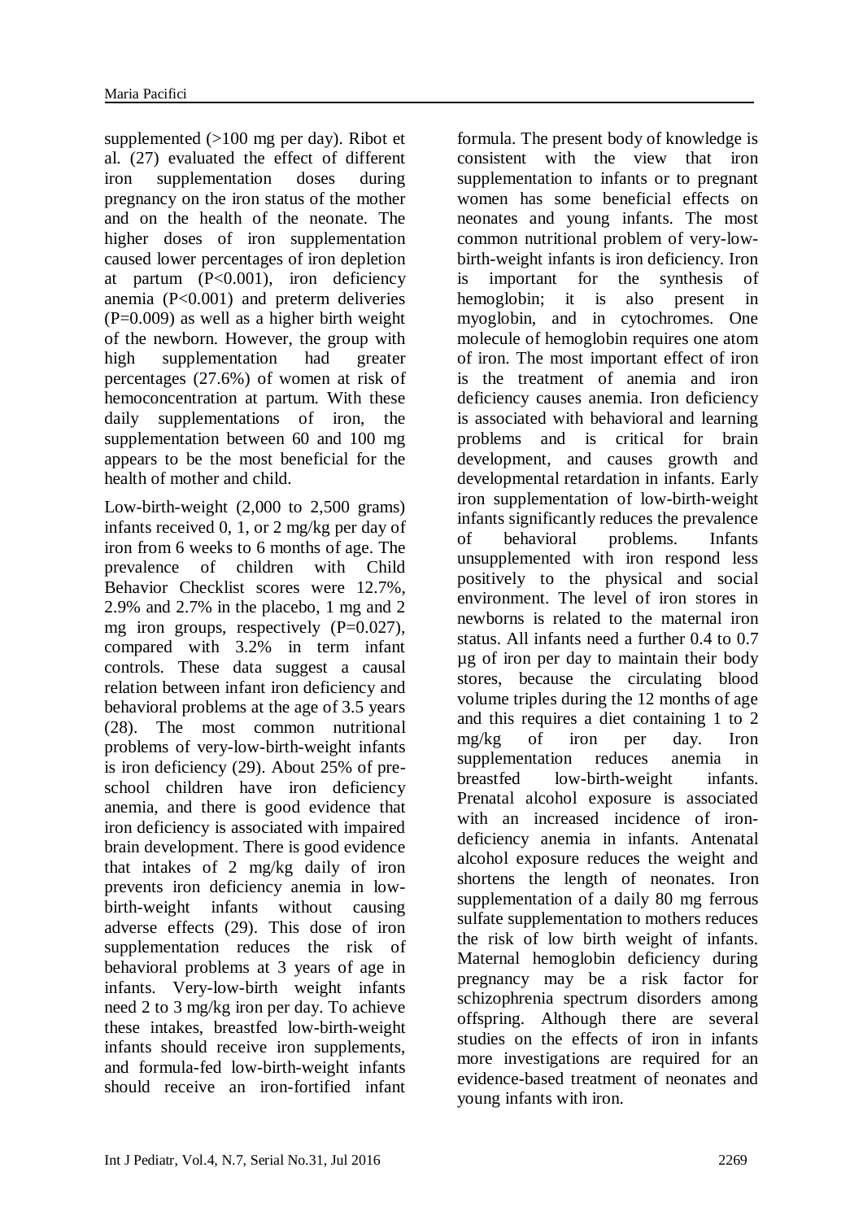supplemented (>100 mg per day). Ribot et al. (27) evaluated the effect of different iron supplementation doses during pregnancy on the iron status of the mother and on the health of the neonate. The higher doses of iron supplementation caused lower percentages of iron depletion at partum (P<0.001), iron deficiency anemia (P<0.001) and preterm deliveries (P=0.009) as well as a higher birth weight of the newborn. However, the group with high supplementation had greater percentages (27.6%) of women at risk of hemoconcentration at partum. With these daily supplementations of iron, the supplementation between 60 and 100 mg appears to be the most beneficial for the health of mother and child.

Low-birth-weight (2,000 to 2,500 grams) infants received 0, 1, or 2 mg/kg per day of iron from 6 weeks to 6 months of age. The prevalence of children with Child Behavior Checklist scores were 12.7%, 2.9% and 2.7% in the placebo, 1 mg and 2 mg iron groups, respectively (P=0.027), compared with 3.2% in term infant controls. These data suggest a causal relation between infant iron deficiency and behavioral problems at the age of 3.5 years (28). The most common nutritional problems of very-low-birth-weight infants is iron deficiency (29). About 25% of pre-school children have iron deficiency anemia, and there is good evidence that iron deficiency is associated with impaired brain development. There is good evidence that intakes of 2 mg/kg daily of iron prevents iron deficiency anemia in low-birth-weight infants without causing adverse effects (29). This dose of iron supplementation reduces the risk of behavioral problems at 3 years of age in infants. Very-low-birth weight infants need 2 to 3 mg/kg iron per day. To achieve these intakes, breastfed low-birth-weight infants should receive iron supplements, and formula-fed low-birth-weight infants should receive an iron-fortified infant formula. The present body of knowledge is consistent with the view that iron supplementation to infants or to pregnant women has some beneficial effects on neonates and young infants. The most common nutritional problem of very-low-birth-weight infants is iron deficiency. Iron is important for the synthesis of hemoglobin; it is also present in myoglobin, and in cytochromes. One molecule of hemoglobin requires one atom of iron. The most important effect of iron is the treatment of anemia and iron deficiency causes anemia. Iron deficiency is associated with behavioral and learning problems and is critical for brain development, and causes growth and developmental retardation in infants. Early iron supplementation of low-birth-weight infants significantly reduces the prevalence of behavioral problems. Infants unsupplemented with iron respond less positively to the physical and social environment. The level of iron stores in newborns is related to the maternal iron status. All infants need a further 0.4 to 0.7 µg of iron per day to maintain their body stores, because the circulating blood volume triples during the 12 months of age and this requires a diet containing 1 to 2 mg/kg of iron per day. Iron supplementation reduces anemia in breastfed low-birth-weight infants. Prenatal alcohol exposure is associated with an increased incidence of iron-deficiency anemia in infants. Antenatal alcohol exposure reduces the weight and shortens the length of neonates. Iron supplementation of a daily 80 mg ferrous sulfate supplementation to mothers reduces the risk of low birth weight of infants. Maternal hemoglobin deficiency during pregnancy may be a risk factor for schizophrenia spectrum disorders among offspring. Although there are several studies on the effects of iron in infants more investigations are required for an evidence-based treatment of neonates and young infants with iron.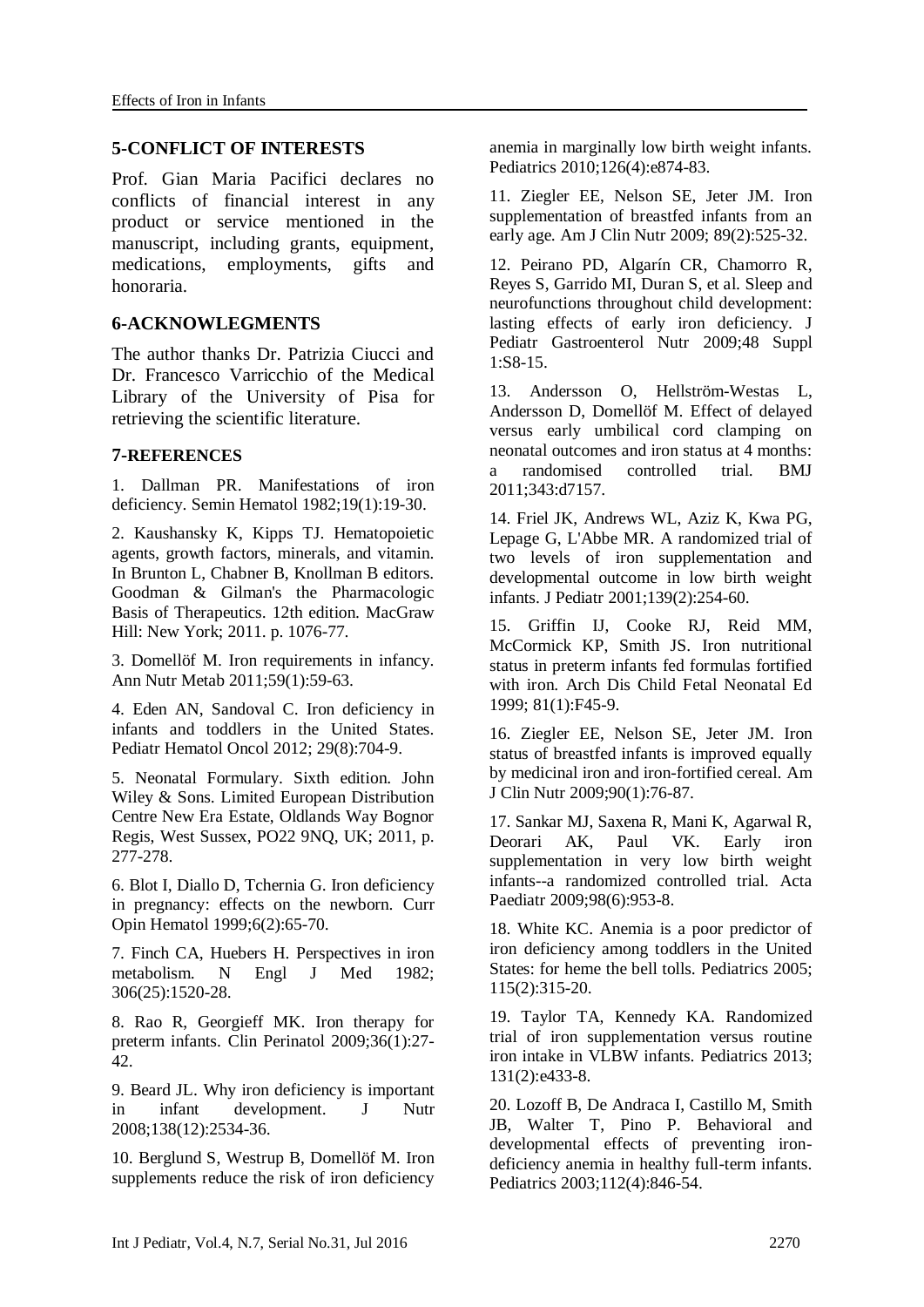## 5-CONFLICT OF INTERESTS

Prof. Gian Maria Pacifici declares no conflicts of financial interest in any product or service mentioned in the manuscript, including grants, equipment, medications, employments, gifts and honoraria.

## 6-ACKNOWLEGMENTS

The author thanks Dr. Patrizia Ciucci and Dr. Francesco Varricchio of the Medical Library of the University of Pisa for retrieving the scientific literature.

## 7-REFERENCES

1. Dallman PR. Manifestations of iron deficiency. Semin Hematol 1982;19(1):19-30.

2. Kaushansky K, Kipps TJ. Hematopoietic agents, growth factors, minerals, and vitamin. In Brunton L, Chabner B, Knollman B editors. Goodman & Gilman's the Pharmacologic Basis of Therapeutics. 12th edition. MacGraw Hill: New York; 2011. p. 1076-77.

3. Domellöf M. Iron requirements in infancy. Ann Nutr Metab 2011;59(1):59-63.

4. Eden AN, Sandoval C. Iron deficiency in infants and toddlers in the United States. Pediatr Hematol Oncol 2012; 29(8):704-9.

5. Neonatal Formulary. Sixth edition. John Wiley & Sons. Limited European Distribution Centre New Era Estate, Oldlands Way Bognor Regis, West Sussex, PO22 9NQ, UK; 2011, p. 277-278.

6. Blot I, Diallo D, Tchernia G. Iron deficiency in pregnancy: effects on the newborn. Curr Opin Hematol 1999;6(2):65-70.

7. Finch CA, Huebers H. Perspectives in iron metabolism. N Engl J Med 1982; 306(25):1520-28.

8. Rao R, Georgieff MK. Iron therapy for preterm infants. Clin Perinatol 2009;36(1):27-42.

9. Beard JL. Why iron deficiency is important in infant development. J Nutr 2008;138(12):2534-36.

10. Berglund S, Westrup B, Domellöf M. Iron supplements reduce the risk of iron deficiency anemia in marginally low birth weight infants. Pediatrics 2010;126(4):e874-83.

11. Ziegler EE, Nelson SE, Jeter JM. Iron supplementation of breastfed infants from an early age. Am J Clin Nutr 2009; 89(2):525-32.

12. Peirano PD, Algarín CR, Chamorro R, Reyes S, Garrido MI, Duran S, et al. Sleep and neurofunctions throughout child development: lasting effects of early iron deficiency. J Pediatr Gastroenterol Nutr 2009;48 Suppl 1:S8-15.

13. Andersson O, Hellström-Westas L, Andersson D, Domellöf M. Effect of delayed versus early umbilical cord clamping on neonatal outcomes and iron status at 4 months: a randomised controlled trial. BMJ 2011;343:d7157.

14. Friel JK, Andrews WL, Aziz K, Kwa PG, Lepage G, L'Abbe MR. A randomized trial of two levels of iron supplementation and developmental outcome in low birth weight infants. J Pediatr 2001;139(2):254-60.

15. Griffin IJ, Cooke RJ, Reid MM, McCormick KP, Smith JS. Iron nutritional status in preterm infants fed formulas fortified with iron. Arch Dis Child Fetal Neonatal Ed 1999; 81(1):F45-9.

16. Ziegler EE, Nelson SE, Jeter JM. Iron status of breastfed infants is improved equally by medicinal iron and iron-fortified cereal. Am J Clin Nutr 2009;90(1):76-87.

17. Sankar MJ, Saxena R, Mani K, Agarwal R, Deorari AK, Paul VK. Early iron supplementation in very low birth weight infants--a randomized controlled trial. Acta Paediatr 2009;98(6):953-8.

18. White KC. Anemia is a poor predictor of iron deficiency among toddlers in the United States: for heme the bell tolls. Pediatrics 2005; 115(2):315-20.

19. Taylor TA, Kennedy KA. Randomized trial of iron supplementation versus routine iron intake in VLBW infants. Pediatrics 2013; 131(2):e433-8.

20. Lozoff B, De Andraca I, Castillo M, Smith JB, Walter T, Pino P. Behavioral and developmental effects of preventing iron-deficiency anemia in healthy full-term infants. Pediatrics 2003;112(4):846-54.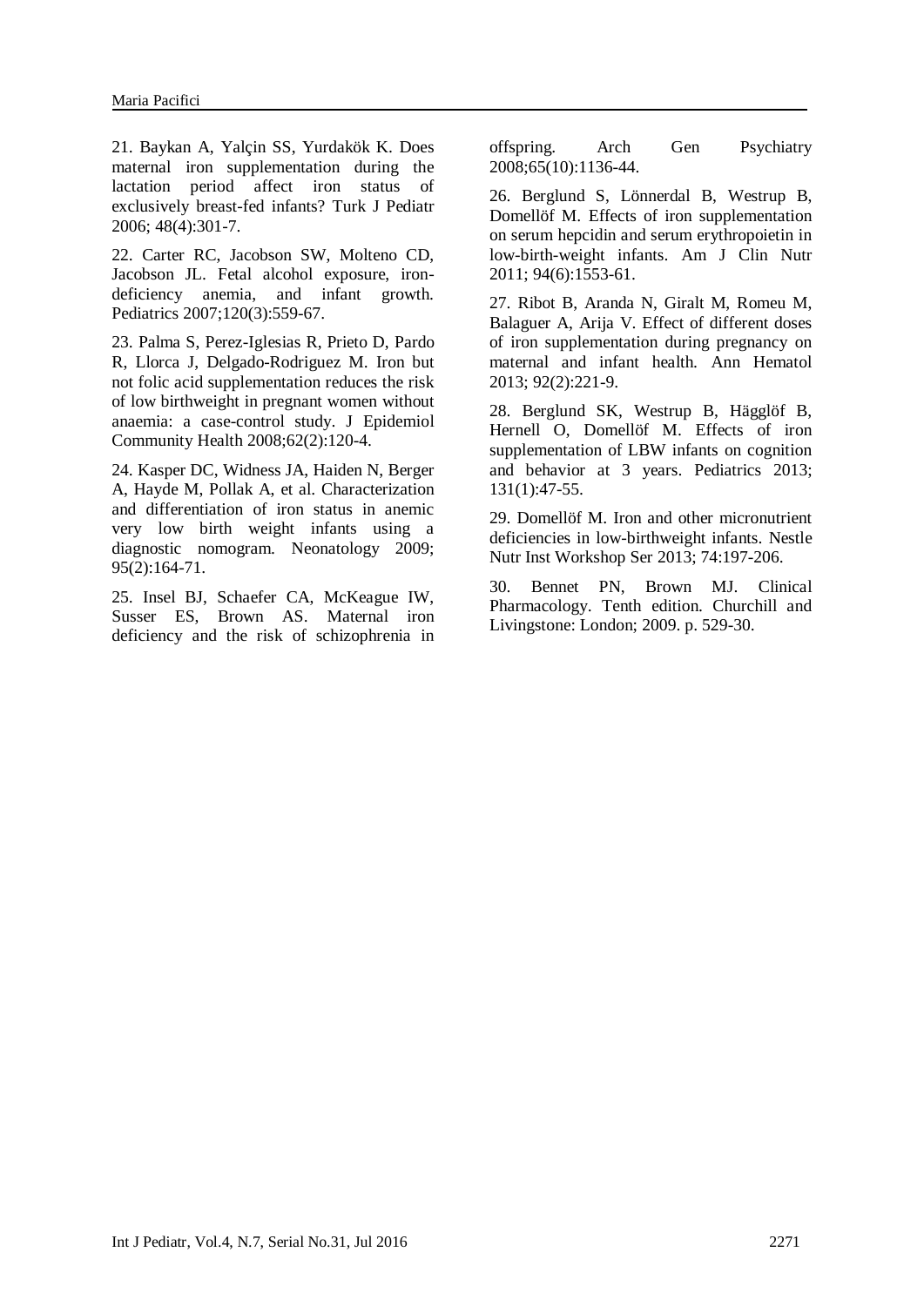21. Baykan A, Yalçin SS, Yurdakök K. Does maternal iron supplementation during the lactation period affect iron status of exclusively breast-fed infants? Turk J Pediatr 2006; 48(4):301-7.

22. Carter RC, Jacobson SW, Molteno CD, Jacobson JL. Fetal alcohol exposure, iron-deficiency anemia, and infant growth. Pediatrics 2007;120(3):559-67.

23. Palma S, Perez-Iglesias R, Prieto D, Pardo R, Llorca J, Delgado-Rodriguez M. Iron but not folic acid supplementation reduces the risk of low birthweight in pregnant women without anaemia: a case-control study. J Epidemiol Community Health 2008;62(2):120-4.

24. Kasper DC, Widness JA, Haiden N, Berger A, Hayde M, Pollak A, et al. Characterization and differentiation of iron status in anemic very low birth weight infants using a diagnostic nomogram. Neonatology 2009; 95(2):164-71.

25. Insel BJ, Schaefer CA, McKeague IW, Susser ES, Brown AS. Maternal iron deficiency and the risk of schizophrenia in offspring. Arch Gen Psychiatry 2008;65(10):1136-44.

26. Berglund S, Lönnerdal B, Westrup B, Domellöf M. Effects of iron supplementation on serum hepcidin and serum erythropoietin in low-birth-weight infants. Am J Clin Nutr 2011; 94(6):1553-61.

27. Ribot B, Aranda N, Giralt M, Romeu M, Balaguer A, Arija V. Effect of different doses of iron supplementation during pregnancy on maternal and infant health. Ann Hematol 2013; 92(2):221-9.

28. Berglund SK, Westrup B, Hägglöf B, Hernell O, Domellöf M. Effects of iron supplementation of LBW infants on cognition and behavior at 3 years. Pediatrics 2013; 131(1):47-55.

29. Domellöf M. Iron and other micronutrient deficiencies in low-birthweight infants. Nestle Nutr Inst Workshop Ser 2013; 74:197-206.

30. Bennet PN, Brown MJ. Clinical Pharmacology. Tenth edition. Churchill and Livingstone: London; 2009. p. 529-30.